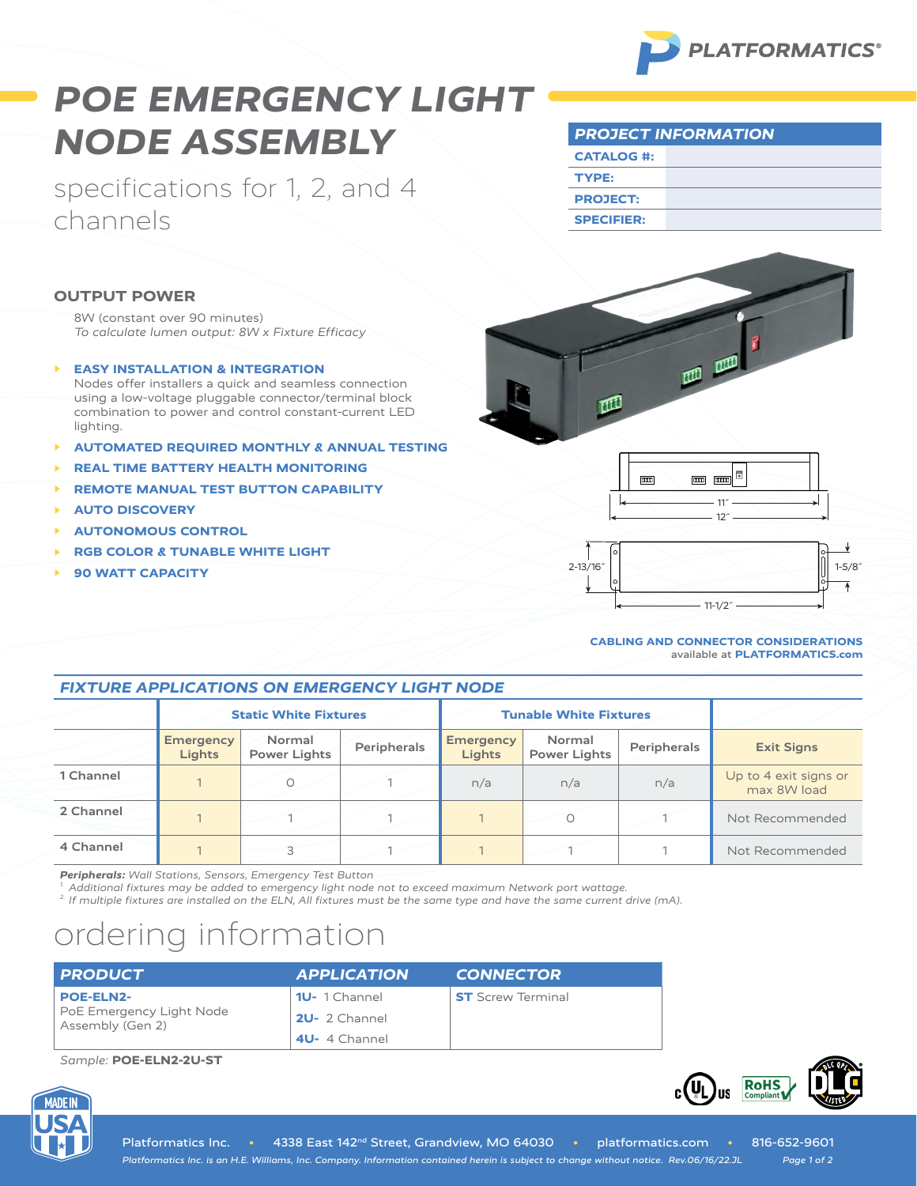PLATFORMATICS®

# POE EMERGENCY LIGHT NODE ASSEMBLY

## specifications for 1, 2, and 4 channels

| PROJECT INFORMATION | |
|---|---|
| CATALOG #: | |
| TYPE: | |
| PROJECT: | |
| SPECIFIER: | |

### OUTPUT POWER

8W (constant over 90 minutes)
*To calculate lumen output: 8W x Fixture Efficacy*

- **EASY INSTALLATION & INTEGRATION**
  Nodes offer installers a quick and seamless connection using a low-voltage pluggable connector/terminal block combination to power and control constant-current LED lighting.
- **AUTOMATED REQUIRED MONTHLY & ANNUAL TESTING**
- **REAL TIME BATTERY HEALTH MONITORING**
- **REMOTE MANUAL TEST BUTTON CAPABILITY**
- **AUTO DISCOVERY**
- **AUTONOMOUS CONTROL**
- **RGB COLOR & TUNABLE WHITE LIGHT**
- **90 WATT CAPACITY**

11″
12″
2-13/16″
1-5/8″
11-1/2″

**CABLING AND CONNECTOR CONSIDERATIONS**
available at **PLATFORMATICS.com**

### FIXTURE APPLICATIONS ON EMERGENCY LIGHT NODE

| | Static White Fixtures | | | Tunable White Fixtures | | | |
|---|---|---|---|---|---|---|---|
| | Emergency Lights | Normal Power Lights | Peripherals | Emergency Lights | Normal Power Lights | Peripherals | Exit Signs |
| 1 Channel | 1 | 0 | 1 | n/a | n/a | n/a | Up to 4 exit signs or max 8W load |
| 2 Channel | 1 | 1 | 1 | 1 | 0 | 1 | Not Recommended |
| 4 Channel | 1 | 3 | 1 | 1 | 1 | 1 | Not Recommended |

***Peripherals:*** *Wall Stations, Sensors, Emergency Test Button*
[1] *Additional fixtures may be added to emergency light node not to exceed maximum Network port wattage.*
[2] *If multiple fixtures are installed on the ELN, All fixtures must be the same type and have the same current drive (mA).*

# ordering information

| PRODUCT | APPLICATION | CONNECTOR |
|---|---|---|
| **POE-ELN2-** PoE Emergency Light Node Assembly (Gen 2) | **1U-** 1 Channel<br>**2U-** 2 Channel<br>**4U-** 4 Channel | **ST** Screw Terminal |

*Sample:* **POE-ELN2-2U-ST**

Platformatics Inc. • 4338 East 142nd Street, Grandview, MO 64030 • platformatics.com • 816-652-9601
*Platformatics Inc. is an H.E. Williams, Inc. Company. Information contained herein is subject to change without notice. Rev.06/16/22.JL*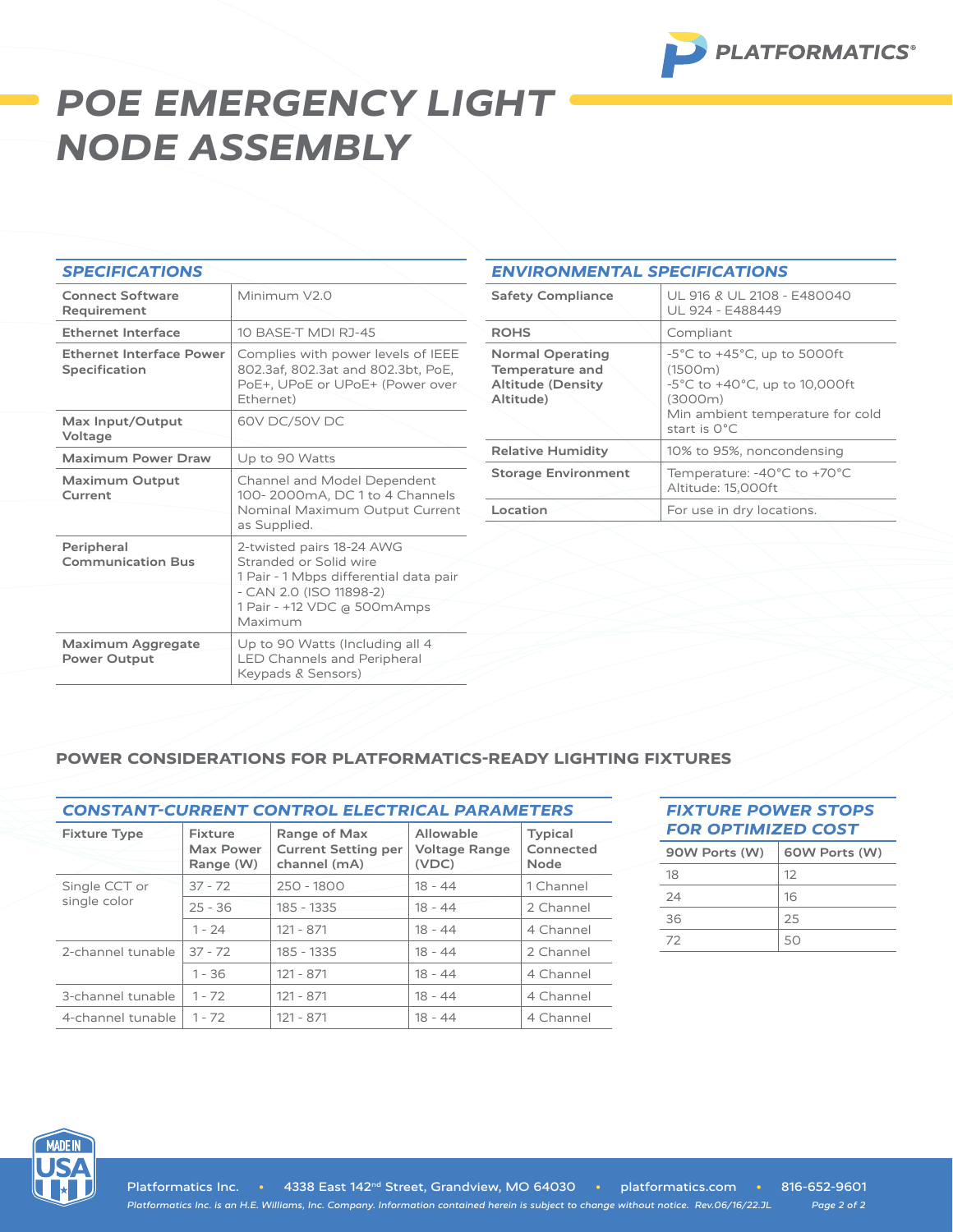# POE EMERGENCY LIGHT NODE ASSEMBLY

## SPECIFICATIONS

| | |
|---|---|
| **Connect Software Requirement** | Minimum V2.0 |
| **Ethernet Interface** | 10 BASE-T MDI RJ-45 |
| **Ethernet Interface Power Specification** | Complies with power levels of IEEE 802.3af, 802.3at and 802.3bt, PoE, PoE+, UPoE or UPoE+ (Power over Ethernet) |
| **Max Input/Output Voltage** | 60V DC/50V DC |
| **Maximum Power Draw** | Up to 90 Watts |
| **Maximum Output Current** | Channel and Model Dependent 100- 2000mA, DC 1 to 4 Channels Nominal Maximum Output Current as Supplied. |
| **Peripheral Communication Bus** | 2-twisted pairs 18-24 AWG Stranded or Solid wire<br>1 Pair - 1 Mbps differential data pair - CAN 2.0 (ISO 11898-2)<br>1 Pair - +12 VDC @ 500mAmps Maximum |
| **Maximum Aggregate Power Output** | Up to 90 Watts (Including all 4 LED Channels and Peripheral Keypads & Sensors) |

## ENVIRONMENTAL SPECIFICATIONS

| | |
|---|---|
| **Safety Compliance** | UL 916 & UL 2108 - E480040<br>UL 924 - E488449 |
| **ROHS** | Compliant |
| **Normal Operating Temperature and Altitude (Density Altitude)** | -5°C to +45°C, up to 5000ft (1500m)<br>-5°C to +40°C, up to 10,000ft (3000m)<br>Min ambient temperature for cold start is 0°C |
| **Relative Humidity** | 10% to 95%, noncondensing |
| **Storage Environment** | Temperature: -40°C to +70°C<br>Altitude: 15,000ft |
| **Location** | For use in dry locations. |

## POWER CONSIDERATIONS FOR PLATFORMATICS-READY LIGHTING FIXTURES

### CONSTANT-CURRENT CONTROL ELECTRICAL PARAMETERS

| Fixture Type | Fixture Max Power Range (W) | Range of Max Current Setting per channel (mA) | Allowable Voltage Range (VDC) | Typical Connected Node |
|---|---|---|---|---|
| Single CCT or single color | 37 - 72 | 250 - 1800 | 18 - 44 | 1 Channel |
| | 25 - 36 | 185 - 1335 | 18 - 44 | 2 Channel |
| | 1 - 24 | 121 - 871 | 18 - 44 | 4 Channel |
| 2-channel tunable | 37 - 72 | 185 - 1335 | 18 - 44 | 2 Channel |
| | 1 - 36 | 121 - 871 | 18 - 44 | 4 Channel |
| 3-channel tunable | 1 - 72 | 121 - 871 | 18 - 44 | 4 Channel |
| 4-channel tunable | 1 - 72 | 121 - 871 | 18 - 44 | 4 Channel |

### FIXTURE POWER STOPS FOR OPTIMIZED COST

| 90W Ports (W) | 60W Ports (W) |
|---|---|
| 18 | 12 |
| 24 | 16 |
| 36 | 25 |
| 72 | 50 |

Platformatics Inc. • 4338 East 142nd Street, Grandview, MO 64030 • platformatics.com • 816-652-9601

*Platformatics Inc. is an H.E. Williams, Inc. Company. Information contained herein is subject to change without notice. Rev.06/16/22.JL*